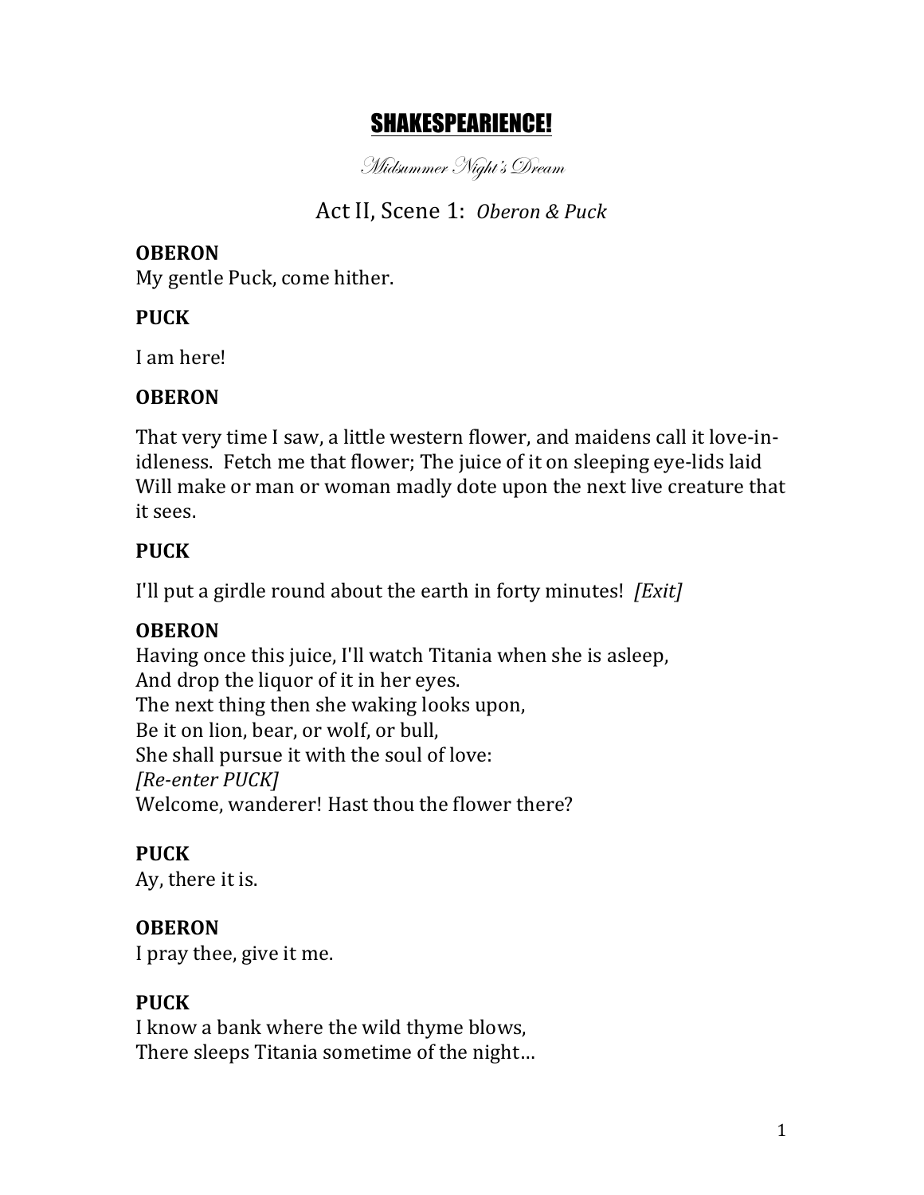# SHAKESPEARIENCE!

*Midsummer Night's Dream*

## Act II, Scene 1: *Oberon & Puck*

**OBERON**
My gentle Puck, come hither.

**PUCK**

I am here!

**OBERON**

That very time I saw, a little western flower, and maidens call it love-in-idleness. Fetch me that flower; The juice of it on sleeping eye-lids laid Will make or man or woman madly dote upon the next live creature that it sees.

**PUCK**

I'll put a girdle round about the earth in forty minutes! *[Exit]*

**OBERON**
Having once this juice, I'll watch Titania when she is asleep,
And drop the liquor of it in her eyes.
The next thing then she waking looks upon,
Be it on lion, bear, or wolf, or bull,
She shall pursue it with the soul of love:
*[Re-enter PUCK]*
Welcome, wanderer! Hast thou the flower there?

**PUCK**
Ay, there it is.

**OBERON**
I pray thee, give it me.

**PUCK**
I know a bank where the wild thyme blows,
There sleeps Titania sometime of the night…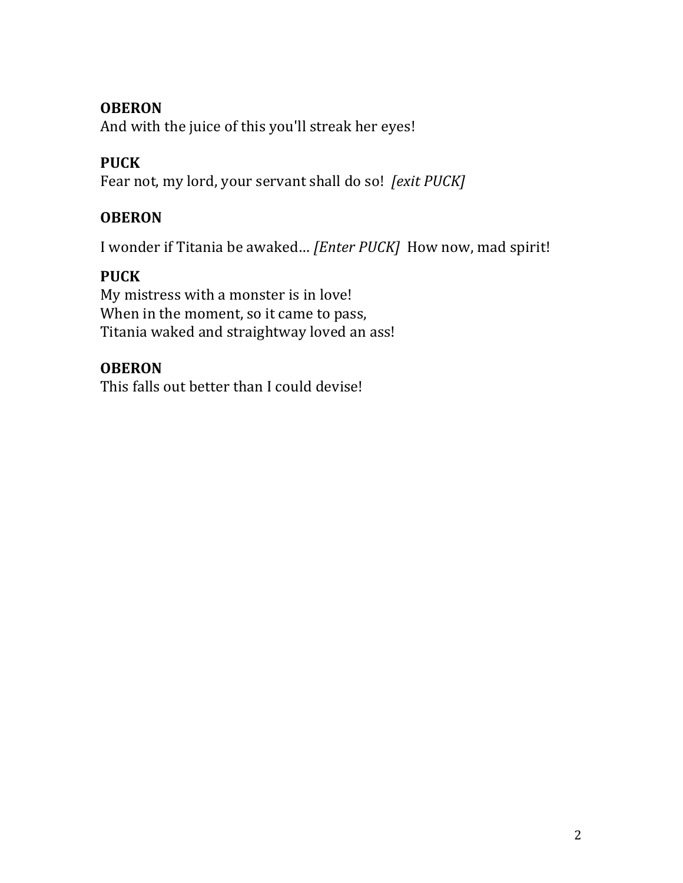**OBERON**
And with the juice of this you'll streak her eyes!

**PUCK**
Fear not, my lord, your servant shall do so! *[exit PUCK]*

**OBERON**

I wonder if Titania be awaked… *[Enter PUCK]* How now, mad spirit!

**PUCK**
My mistress with a monster is in love!
When in the moment, so it came to pass,
Titania waked and straightway loved an ass!

**OBERON**
This falls out better than I could devise!